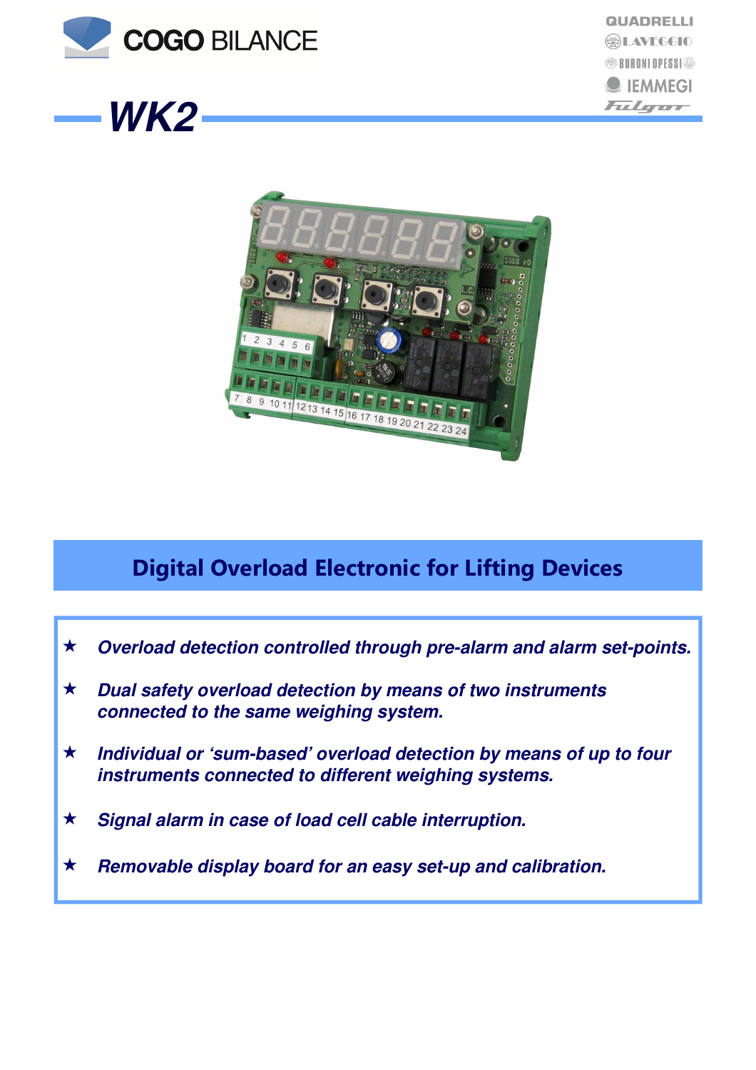COGO BILANCE

QUADRELLI
LAVEGGIO
BURONI OPESSI
IEMMEGI
Fulgor

# WK2

## Digital Overload Electronic for Lifting Devices

- ★ *Overload detection controlled through pre-alarm and alarm set-points.*
- ★ *Dual safety overload detection by means of two instruments connected to the same weighing system.*
- ★ *Individual or 'sum-based' overload detection by means of up to four instruments connected to different weighing systems.*
- ★ *Signal alarm in case of load cell cable interruption.*
- ★ *Removable display board for an easy set-up and calibration.*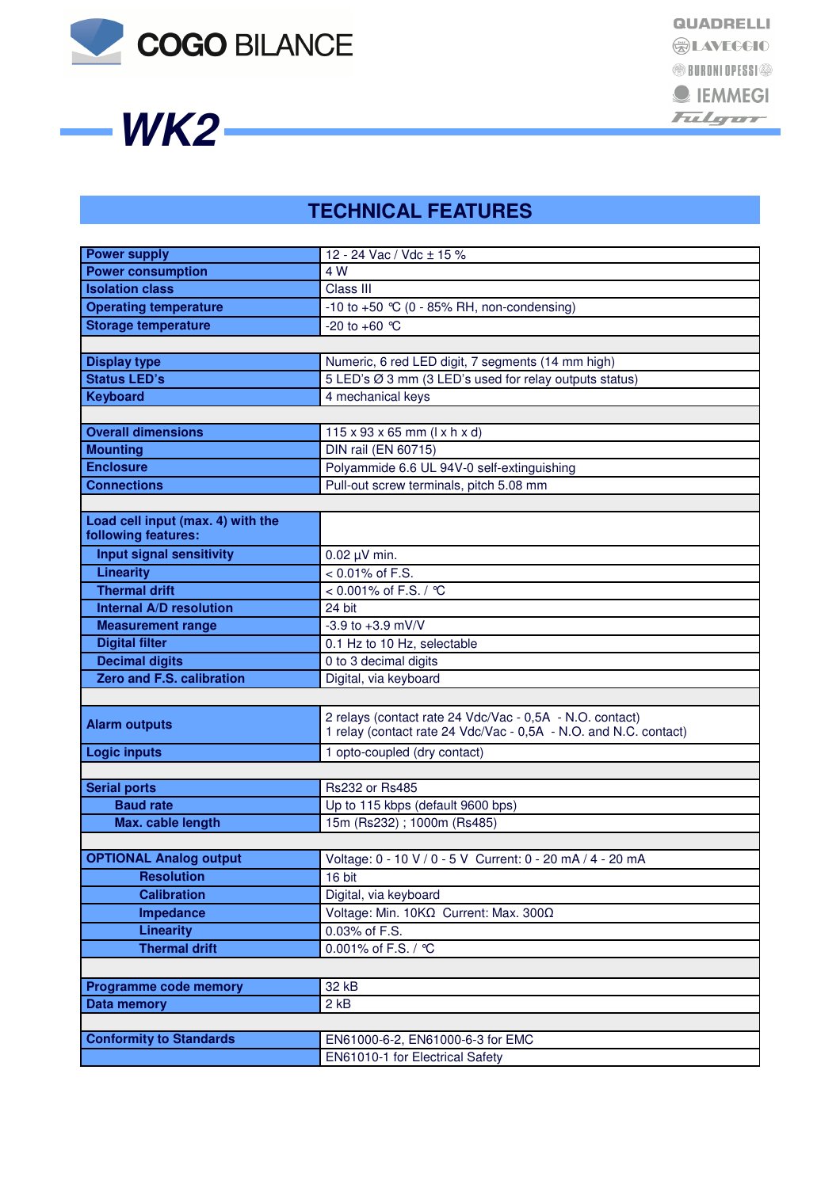COGO BILANCE

QUADRELLI
LAVEGGIO
BURONI OPESSI
IEMMEGI
Fulgor

# WK2

## TECHNICAL FEATURES

| | |
|---|---|
| **Power supply** | 12 - 24 Vac / Vdc ± 15 % |
| **Power consumption** | 4 W |
| **Isolation class** | Class III |
| **Operating temperature** | -10 to +50 °C (0 - 85% RH, non-condensing) |
| **Storage temperature** | -20 to +60 °C |
| | |
| **Display type** | Numeric, 6 red LED digit, 7 segments (14 mm high) |
| **Status LED's** | 5 LED's Ø 3 mm (3 LED's used for relay outputs status) |
| **Keyboard** | 4 mechanical keys |
| | |
| **Overall dimensions** | 115 x 93 x 65 mm (l x h x d) |
| **Mounting** | DIN rail (EN 60715) |
| **Enclosure** | Polyammide 6.6 UL 94V-0 self-extinguishing |
| **Connections** | Pull-out screw terminals, pitch 5.08 mm |
| | |
| **Load cell input (max. 4) with the following features:** | |
| **Input signal sensitivity** | 0.02 µV min. |
| **Linearity** | < 0.01% of F.S. |
| **Thermal drift** | < 0.001% of F.S. / °C |
| **Internal A/D resolution** | 24 bit |
| **Measurement range** | -3.9 to +3.9 mV/V |
| **Digital filter** | 0.1 Hz to 10 Hz, selectable |
| **Decimal digits** | 0 to 3 decimal digits |
| **Zero and F.S. calibration** | Digital, via keyboard |
| | |
| **Alarm outputs** | 2 relays (contact rate 24 Vdc/Vac - 0,5A - N.O. contact)<br>1 relay (contact rate 24 Vdc/Vac - 0,5A - N.O. and N.C. contact) |
| **Logic inputs** | 1 opto-coupled (dry contact) |
| | |
| **Serial ports** | Rs232 or Rs485 |
| **Baud rate** | Up to 115 kbps (default 9600 bps) |
| **Max. cable length** | 15m (Rs232) ; 1000m (Rs485) |
| | |
| **OPTIONAL Analog output** | Voltage: 0 - 10 V / 0 - 5 V Current: 0 - 20 mA / 4 - 20 mA |
| **Resolution** | 16 bit |
| **Calibration** | Digital, via keyboard |
| **Impedance** | Voltage: Min. 10KΩ Current: Max. 300Ω |
| **Linearity** | 0.03% of F.S. |
| **Thermal drift** | 0.001% of F.S. / °C |
| | |
| **Programme code memory** | 32 kB |
| **Data memory** | 2 kB |
| | |
| **Conformity to Standards** | EN61000-6-2, EN61000-6-3 for EMC |
| | EN61010-1 for Electrical Safety |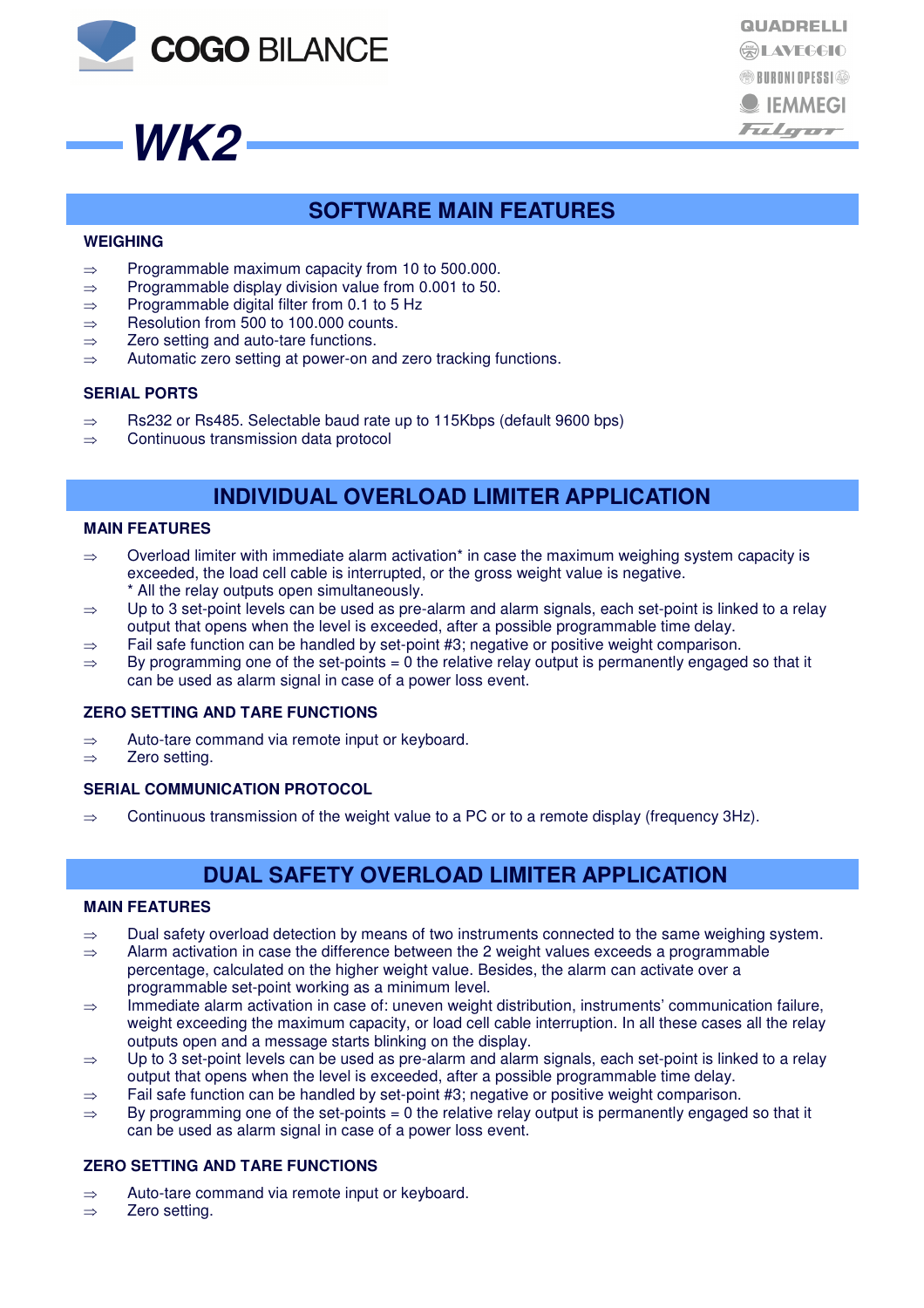# WK2

## SOFTWARE MAIN FEATURES

### WEIGHING

- ⇒ Programmable maximum capacity from 10 to 500.000.
- ⇒ Programmable display division value from 0.001 to 50.
- ⇒ Programmable digital filter from 0.1 to 5 Hz
- ⇒ Resolution from 500 to 100.000 counts.
- ⇒ Zero setting and auto-tare functions.
- ⇒ Automatic zero setting at power-on and zero tracking functions.

### SERIAL PORTS

- ⇒ Rs232 or Rs485. Selectable baud rate up to 115Kbps (default 9600 bps)
- ⇒ Continuous transmission data protocol

## INDIVIDUAL OVERLOAD LIMITER APPLICATION

### MAIN FEATURES

- ⇒ Overload limiter with immediate alarm activation* in case the maximum weighing system capacity is exceeded, the load cell cable is interrupted, or the gross weight value is negative.
  * All the relay outputs open simultaneously.
- ⇒ Up to 3 set-point levels can be used as pre-alarm and alarm signals, each set-point is linked to a relay output that opens when the level is exceeded, after a possible programmable time delay.
- ⇒ Fail safe function can be handled by set-point #3; negative or positive weight comparison.
- ⇒ By programming one of the set-points = 0 the relative relay output is permanently engaged so that it can be used as alarm signal in case of a power loss event.

### ZERO SETTING AND TARE FUNCTIONS

- ⇒ Auto-tare command via remote input or keyboard.
- ⇒ Zero setting.

### SERIAL COMMUNICATION PROTOCOL

- ⇒ Continuous transmission of the weight value to a PC or to a remote display (frequency 3Hz).

## DUAL SAFETY OVERLOAD LIMITER APPLICATION

### MAIN FEATURES

- ⇒ Dual safety overload detection by means of two instruments connected to the same weighing system.
- ⇒ Alarm activation in case the difference between the 2 weight values exceeds a programmable percentage, calculated on the higher weight value. Besides, the alarm can activate over a programmable set-point working as a minimum level.
- ⇒ Immediate alarm activation in case of: uneven weight distribution, instruments' communication failure, weight exceeding the maximum capacity, or load cell cable interruption. In all these cases all the relay outputs open and a message starts blinking on the display.
- ⇒ Up to 3 set-point levels can be used as pre-alarm and alarm signals, each set-point is linked to a relay output that opens when the level is exceeded, after a possible programmable time delay.
- ⇒ Fail safe function can be handled by set-point #3; negative or positive weight comparison.
- ⇒ By programming one of the set-points = 0 the relative relay output is permanently engaged so that it can be used as alarm signal in case of a power loss event.

### ZERO SETTING AND TARE FUNCTIONS

- ⇒ Auto-tare command via remote input or keyboard.
- ⇒ Zero setting.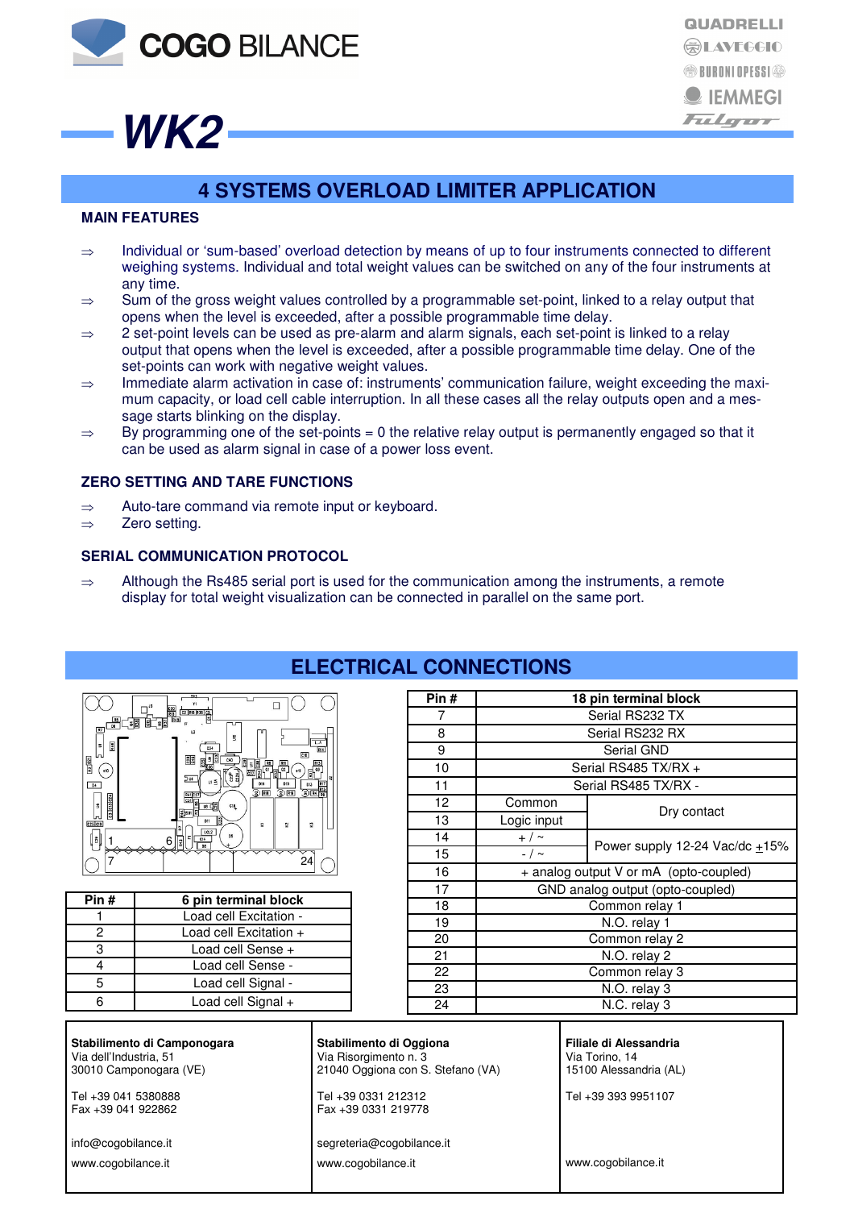COGO BILANCE

QUADRELLI
LAVEGGIO
BURONI OPESSI
IEMMEGI
Fulgor

# WK2

## 4 SYSTEMS OVERLOAD LIMITER APPLICATION

### MAIN FEATURES

⇒ Individual or 'sum-based' overload detection by means of up to four instruments connected to different weighing systems. Individual and total weight values can be switched on any of the four instruments at any time.

⇒ Sum of the gross weight values controlled by a programmable set-point, linked to a relay output that opens when the level is exceeded, after a possible programmable time delay.

⇒ 2 set-point levels can be used as pre-alarm and alarm signals, each set-point is linked to a relay output that opens when the level is exceeded, after a possible programmable time delay. One of the set-points can work with negative weight values.

⇒ Immediate alarm activation in case of: instruments' communication failure, weight exceeding the maximum capacity, or load cell cable interruption. In all these cases all the relay outputs open and a message starts blinking on the display.

⇒ By programming one of the set-points = 0 the relative relay output is permanently engaged so that it can be used as alarm signal in case of a power loss event.

### ZERO SETTING AND TARE FUNCTIONS

⇒ Auto-tare command via remote input or keyboard.

⇒ Zero setting.

### SERIAL COMMUNICATION PROTOCOL

⇒ Although the Rs485 serial port is used for the communication among the instruments, a remote display for total weight visualization can be connected in parallel on the same port.

## ELECTRICAL CONNECTIONS

| Pin # | 6 pin terminal block |
|---|---|
| 1 | Load cell Excitation - |
| 2 | Load cell Excitation + |
| 3 | Load cell Sense + |
| 4 | Load cell Sense - |
| 5 | Load cell Signal - |
| 6 | Load cell Signal + |

| Pin # | 18 pin terminal block | |
|---|---|---|
| 7 | Serial RS232 TX | |
| 8 | Serial RS232 RX | |
| 9 | Serial GND | |
| 10 | Serial RS485 TX/RX + | |
| 11 | Serial RS485 TX/RX - | |
| 12 | Common | Dry contact |
| 13 | Logic input | |
| 14 | + / ~ | Power supply 12-24 Vac/dc ±15% |
| 15 | - / ~ | |
| 16 | + analog output V or mA (opto-coupled) | |
| 17 | GND analog output (opto-coupled) | |
| 18 | Common relay 1 | |
| 19 | N.O. relay 1 | |
| 20 | Common relay 2 | |
| 21 | N.O. relay 2 | |
| 22 | Common relay 3 | |
| 23 | N.O. relay 3 | |
| 24 | N.C. relay 3 | |

| Stabilimento di Camponogara | Stabilimento di Oggiona | Filiale di Alessandria |
|---|---|---|
| Via dell'Industria, 51<br>30010 Camponogara (VE) | Via Risorgimento n. 3<br>21040 Oggiona con S. Stefano (VA) | Via Torino, 14<br>15100 Alessandria (AL) |
| Tel +39 041 5380888<br>Fax +39 041 922862 | Tel +39 0331 212312<br>Fax +39 0331 219778 | Tel +39 393 9951107 |
| info@cogobilance.it<br>www.cogobilance.it | segreteria@cogobilance.it<br>www.cogobilance.it | www.cogobilance.it |